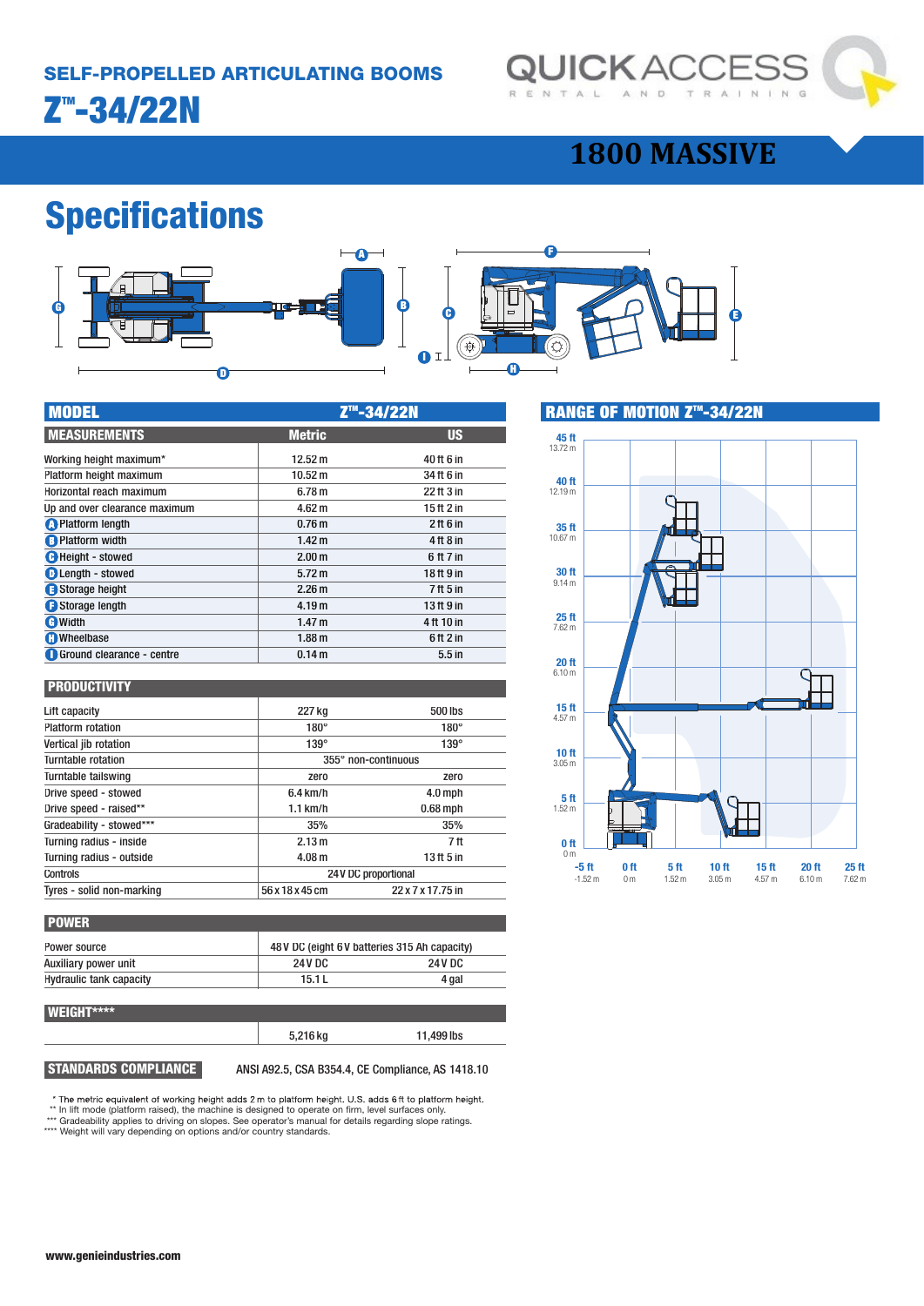## SELF-PROPELLED ARTICULATING BOOMS

# Z™-34/22N

QUICKACCESS
RENTAL AND TRAINING

**1800 MASSIVE**

# Specifications

| MODEL | Z™-34/22N | |
|---|---|---|
| **MEASUREMENTS** | **Metric** | **US** |
| Working height maximum* | 12.52 m | 40 ft 6 in |
| Platform height maximum | 10.52 m | 34 ft 6 in |
| Horizontal reach maximum | 6.78 m | 22 ft 3 in |
| Up and over clearance maximum | 4.62 m | 15 ft 2 in |
| A Platform length | 0.76 m | 2 ft 6 in |
| B Platform width | 1.42 m | 4 ft 8 in |
| C Height - stowed | 2.00 m | 6 ft 7 in |
| D Length - stowed | 5.72 m | 18 ft 9 in |
| E Storage height | 2.26 m | 7 ft 5 in |
| F Storage length | 4.19 m | 13 ft 9 in |
| G Width | 1.47 m | 4 ft 10 in |
| H Wheelbase | 1.88 m | 6 ft 2 in |
| I Ground clearance - centre | 0.14 m | 5.5 in |

| PRODUCTIVITY | | |
|---|---|---|
| Lift capacity | 227 kg | 500 lbs |
| Platform rotation | 180° | 180° |
| Vertical jib rotation | 139° | 139° |
| Turntable rotation | 355° non-continuous | |
| Turntable tailswing | zero | zero |
| Drive speed - stowed | 6.4 km/h | 4.0 mph |
| Drive speed - raised** | 1.1 km/h | 0.68 mph |
| Gradeability - stowed*** | 35% | 35% |
| Turning radius - inside | 2.13 m | 7 ft |
| Turning radius - outside | 4.08 m | 13 ft 5 in |
| Controls | 24 V DC proportional | |
| Tyres - solid non-marking | 56 x 18 x 45 cm | 22 x 7 x 17.75 in |

| POWER | | |
|---|---|---|
| Power source | 48 V DC (eight 6 V batteries 315 Ah capacity) | |
| Auxiliary power unit | 24 V DC | 24 V DC |
| Hydraulic tank capacity | 15.1 L | 4 gal |

| WEIGHT**** | | |
|---|---|---|
| | 5,216 kg | 11,499 lbs |

**STANDARDS COMPLIANCE** ANSI A92.5, CSA B354.4, CE Compliance, AS 1418.10

\* The metric equivalent of working height adds 2 m to platform height. U.S. adds 6 ft to platform height.
** In lift mode (platform raised), the machine is designed to operate on firm, level surfaces only.
*** Gradeability applies to driving on slopes. See operator's manual for details regarding slope ratings.
**** Weight will vary depending on options and/or country standards.

## RANGE OF MOTION Z™-34/22N

www.genieindustries.com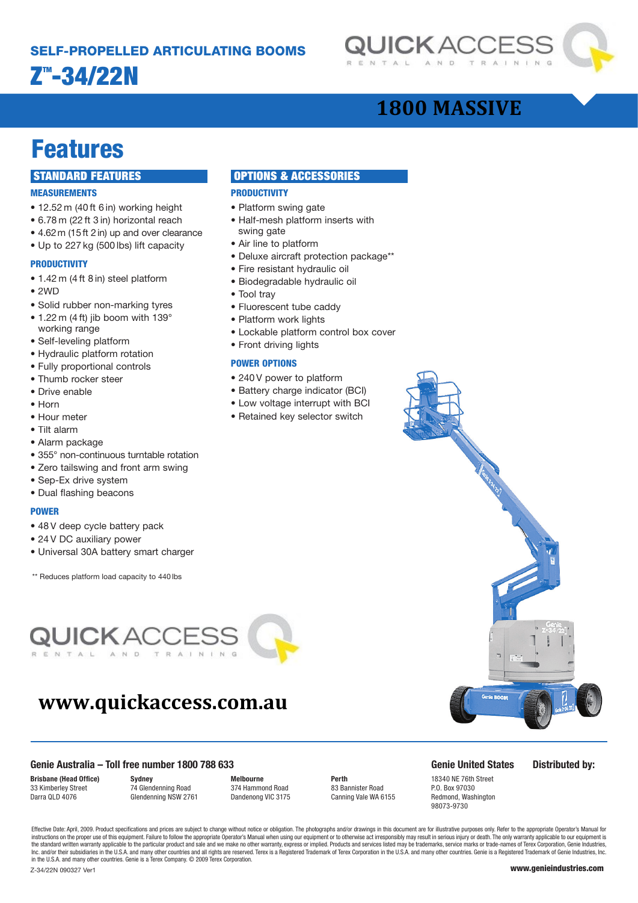SELF-PROPELLED ARTICULATING BOOMS

# Z™-34/22N

QUICK ACCESS RENTAL AND TRAINING

1800 MASSIVE

# Features

## STANDARD FEATURES

### MEASUREMENTS

- 12.52 m (40 ft 6 in) working height
- 6.78 m (22 ft 3 in) horizontal reach
- 4.62 m (15 ft 2 in) up and over clearance
- Up to 227 kg (500 lbs) lift capacity

### PRODUCTIVITY

- 1.42 m (4 ft 8 in) steel platform
- 2WD
- Solid rubber non-marking tyres
- 1.22 m (4 ft) jib boom with 139° working range
- Self-leveling platform
- Hydraulic platform rotation
- Fully proportional controls
- Thumb rocker steer
- Drive enable
- Horn
- Hour meter
- Tilt alarm
- Alarm package
- 355° non-continuous turntable rotation
- Zero tailswing and front arm swing
- Sep-Ex drive system
- Dual flashing beacons

### POWER

- 48 V deep cycle battery pack
- 24 V DC auxiliary power
- Universal 30A battery smart charger

** Reduces platform load capacity to 440 lbs

## OPTIONS & ACCESSORIES

### PRODUCTIVITY

- Platform swing gate
- Half-mesh platform inserts with swing gate
- Air line to platform
- Deluxe aircraft protection package**
- Fire resistant hydraulic oil
- Biodegradable hydraulic oil
- Tool tray
- Fluorescent tube caddy
- Platform work lights
- Lockable platform control box cover
- Front driving lights

### POWER OPTIONS

- 240 V power to platform
- Battery charge indicator (BCI)
- Low voltage interrupt with BCI
- Retained key selector switch

QUICK ACCESS RENTAL AND TRAINING

**www.quickaccess.com.au**

### Genie Australia – Toll free number 1800 788 633

**Brisbane (Head Office)**
33 Kimberley Street
Darra QLD 4076

**Sydney**
74 Glendenning Road
Glendenning NSW 2761

**Melbourne**
374 Hammond Road
Dandenong VIC 3175

**Perth**
83 Bannister Road
Canning Vale WA 6155

### Genie United States

18340 NE 76th Street
P.O. Box 97030
Redmond, Washington
98073-9730

### Distributed by:

Effective Date: April, 2009. Product specifications and prices are subject to change without notice or obligation. The photographs and/or drawings in this document are for illustrative purposes only. Refer to the appropriate Operator's Manual for instructions on the proper use of this equipment. Failure to follow the appropriate Operator's Manual when using our equipment or to otherwise act irresponsibly may result in serious injury or death. The only warranty applicable to our equipment is the standard written warranty applicable to the particular product and sale and we make no other warranty, express or implied. Products and services listed may be trademarks, service marks or trade-names of Terex Corporation, Genie Industries, Inc. and/or their subsidiaries in the U.S.A. and many other countries and all rights are reserved. Terex is a Registered Trademark of Terex Corporation in the U.S.A. and many other countries. Genie is a Registered Trademark of Genie Industries, Inc. in the U.S.A. and many other countries. Genie is a Terex Company. © 2009 Terex Corporation.

Z-34/22N 090327 Ver1

www.genieindustries.com